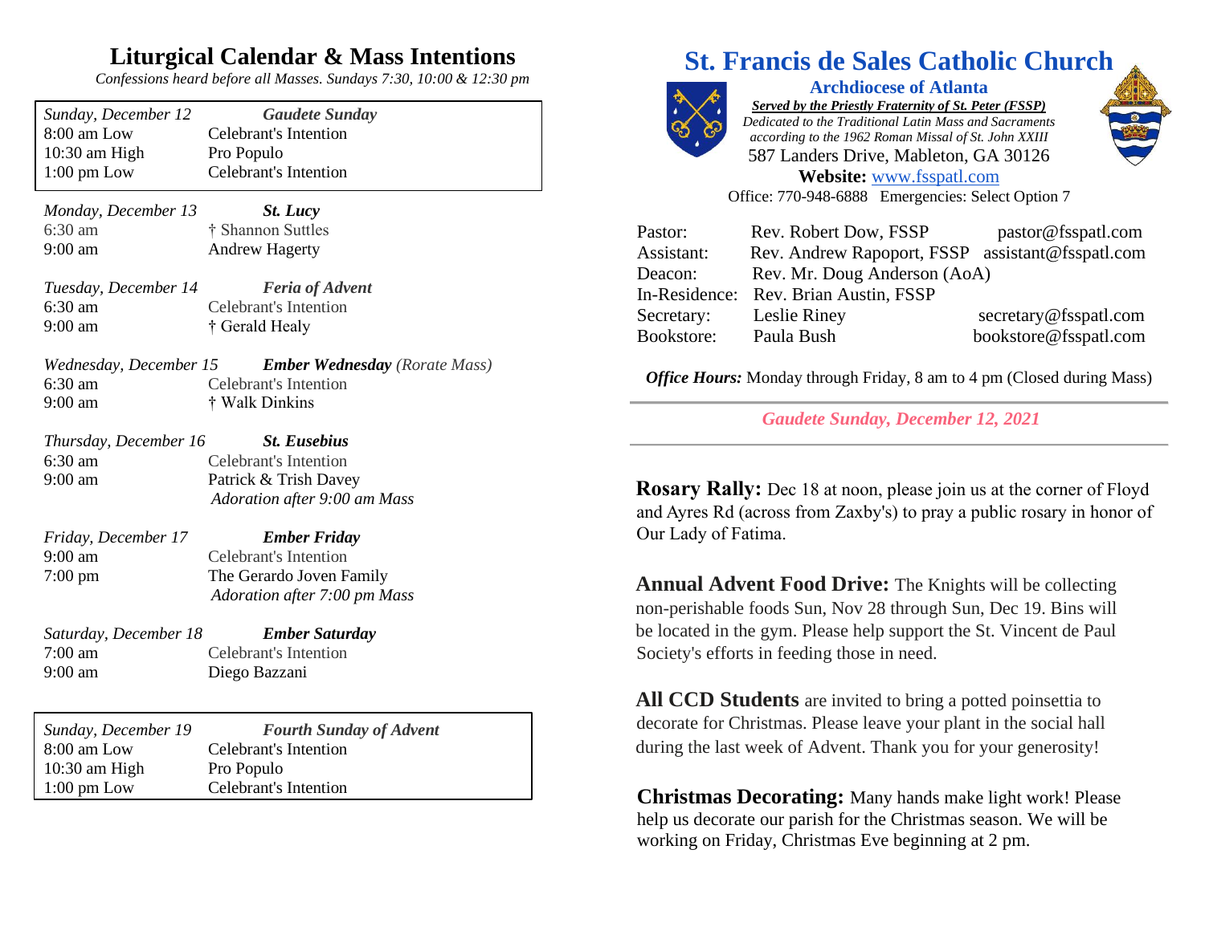# Liturgical Calendar & Mass Intentions

*Confessions heard before all Masses. Sundays 7:30, 10:00 & 12:30 pm*

| *Sunday, December 12* | ***Gaudete Sunday*** |
|---|---|
| 8:00 am Low | Celebrant's Intention |
| 10:30 am High | Pro Populo |
| 1:00 pm Low | Celebrant's Intention |

*Monday, December 13* — ***St. Lucy***
6:30 am — † Shannon Suttles
9:00 am — Andrew Hagerty

*Tuesday, December 14* — ***Feria of Advent***
6:30 am — Celebrant's Intention
9:00 am — † Gerald Healy

*Wednesday, December 15* — ***Ember Wednesday*** *(Rorate Mass)*
6:30 am — Celebrant's Intention
9:00 am — † Walk Dinkins

*Thursday, December 16* — ***St. Eusebius***
6:30 am — Celebrant's Intention
9:00 am — Patrick & Trish Davey
*Adoration after 9:00 am Mass*

*Friday, December 17* — ***Ember Friday***
9:00 am — Celebrant's Intention
7:00 pm — The Gerardo Joven Family
*Adoration after 7:00 pm Mass*

*Saturday, December 18* — ***Ember Saturday***
7:00 am — Celebrant's Intention
9:00 am — Diego Bazzani

| *Sunday, December 19* | ***Fourth Sunday of Advent*** |
|---|---|
| 8:00 am Low | Celebrant's Intention |
| 10:30 am High | Pro Populo |
| 1:00 pm Low | Celebrant's Intention |

# St. Francis de Sales Catholic Church

**Archdiocese of Atlanta**

***Served by the Priestly Fraternity of St. Peter (FSSP)***

*Dedicated to the Traditional Latin Mass and Sacraments according to the 1962 Roman Missal of St. John XXIII*

587 Landers Drive, Mableton, GA 30126

**Website:** www.fsspatl.com

Office: 770-948-6888 Emergencies: Select Option 7

| | | |
|---|---|---|
| Pastor: | Rev. Robert Dow, FSSP | pastor@fsspatl.com |
| Assistant: | Rev. Andrew Rapoport, FSSP | assistant@fsspatl.com |
| Deacon: | Rev. Mr. Doug Anderson (AoA) | |
| In-Residence: | Rev. Brian Austin, FSSP | |
| Secretary: | Leslie Riney | secretary@fsspatl.com |
| Bookstore: | Paula Bush | bookstore@fsspatl.com |

***Office Hours:*** Monday through Friday, 8 am to 4 pm (Closed during Mass)

*Gaudete Sunday, December 12, 2021*

**Rosary Rally:** Dec 18 at noon, please join us at the corner of Floyd and Ayres Rd (across from Zaxby's) to pray a public rosary in honor of Our Lady of Fatima.

**Annual Advent Food Drive:** The Knights will be collecting non-perishable foods Sun, Nov 28 through Sun, Dec 19. Bins will be located in the gym. Please help support the St. Vincent de Paul Society's efforts in feeding those in need.

**All CCD Students** are invited to bring a potted poinsettia to decorate for Christmas. Please leave your plant in the social hall during the last week of Advent. Thank you for your generosity!

**Christmas Decorating:** Many hands make light work! Please help us decorate our parish for the Christmas season. We will be working on Friday, Christmas Eve beginning at 2 pm.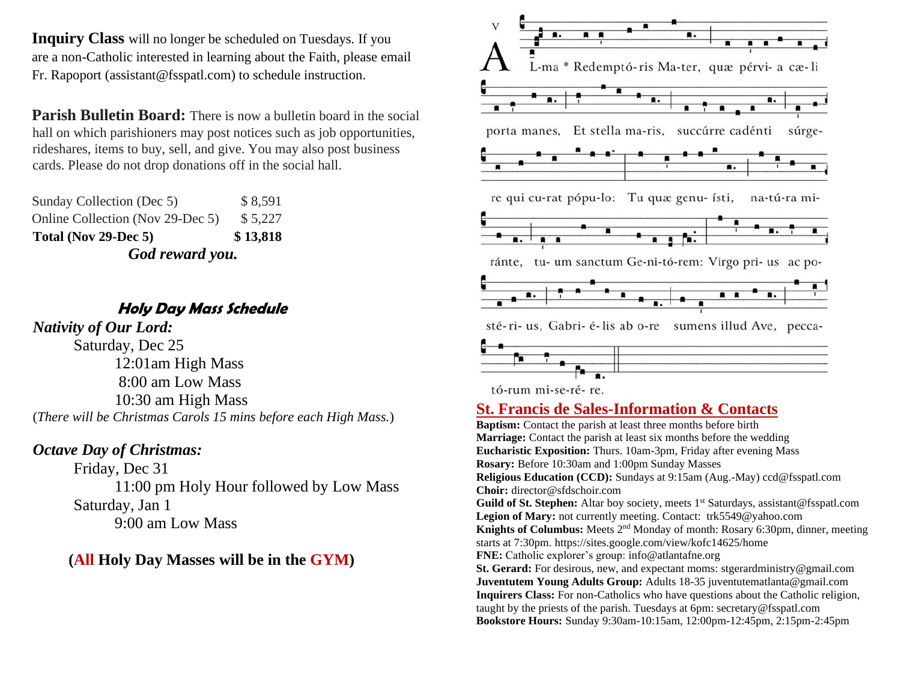**Inquiry Class** will no longer be scheduled on Tuesdays. If you are a non-Catholic interested in learning about the Faith, please email Fr. Rapoport (assistant@fsspatl.com) to schedule instruction.

**Parish Bulletin Board:** There is now a bulletin board in the social hall on which parishioners may post notices such as job opportunities, rideshares, items to buy, sell, and give. You may also post business cards. Please do not drop donations off in the social hall.

| | |
|---|---|
| Sunday Collection (Dec 5) | $ 8,591 |
| Online Collection (Nov 29-Dec 5) | $ 5,227 |
| **Total (Nov 29-Dec 5)** | **$ 13,818** |

*God reward you.*

## *Holy Day Mass Schedule*

***Nativity of Our Lord:***

Saturday, Dec 25

12:01am High Mass

8:00 am Low Mass

10:30 am High Mass

(*There will be Christmas Carols 15 mins before each High Mass.*)

***Octave Day of Christmas:***

Friday, Dec 31

11:00 pm Holy Hour followed by Low Mass

Saturday, Jan 1

9:00 am Low Mass

**(All Holy Day Masses will be in the GYM)**

V

Alma * Redemptóris Mater, quæ pérvia cæli porta manes, Et stella maris, succúrre cadénti súrgere qui curat pópulo: Tu quæ genuísti, natúra mirránte, tuum sanctum Genitórem: Virgo prius ac postérius, Gabriélis ab ore sumens illud Ave, peccatórum miserére.

## St. Francis de Sales-Information & Contacts

**Baptism:** Contact the parish at least three months before birth
**Marriage:** Contact the parish at least six months before the wedding
**Eucharistic Exposition:** Thurs. 10am-3pm, Friday after evening Mass
**Rosary:** Before 10:30am and 1:00pm Sunday Masses
**Religious Education (CCD):** Sundays at 9:15am (Aug.-May) ccd@fsspatl.com
**Choir:** director@sfdschoir.com
**Guild of St. Stephen:** Altar boy society, meets 1st Saturdays, assistant@fsspatl.com
**Legion of Mary:** not currently meeting. Contact: trk5549@yahoo.com
**Knights of Columbus:** Meets 2nd Monday of month: Rosary 6:30pm, dinner, meeting starts at 7:30pm. https://sites.google.com/view/kofc14625/home
**FNE:** Catholic explorer's group: info@atlantafne.org
**St. Gerard:** For desirous, new, and expectant moms: stgerardministry@gmail.com
**Juventutem Young Adults Group:** Adults 18-35 juventutematlanta@gmail.com
**Inquirers Class:** For non-Catholics who have questions about the Catholic religion, taught by the priests of the parish. Tuesdays at 6pm: secretary@fsspatl.com
**Bookstore Hours:** Sunday 9:30am-10:15am, 12:00pm-12:45pm, 2:15pm-2:45pm